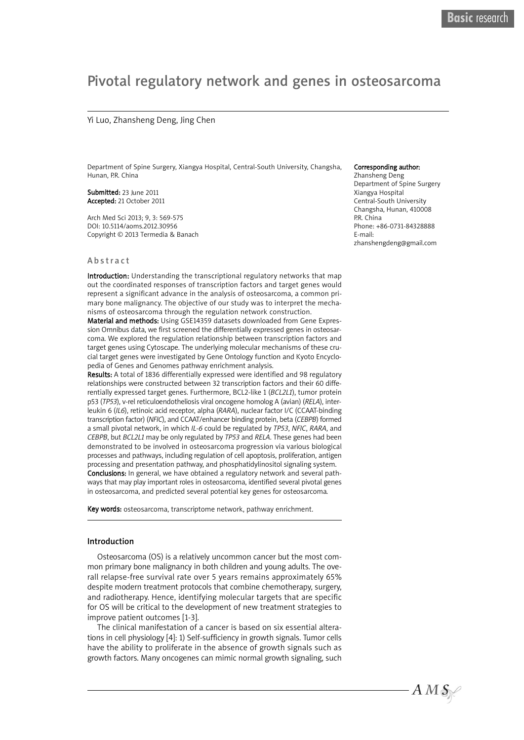Basic research

# Pivotal regulatory network and genes in osteosarcoma

Yi Luo, Zhansheng Deng, Jing Chen

Department of Spine Surgery, Xiangya Hospital, Central-South University, Changsha, Hunan, P.R. China

**Submitted:** 23 June 2011
**Accepted:** 21 October 2011

Arch Med Sci 2013; 9, 3: 569-575
DOI: 10.5114/aoms.2012.30956
Copyright © 2013 Termedia & Banach

**Corresponding author:**
Zhansheng Deng
Department of Spine Surgery
Xiangya Hospital
Central-South University
Changsha, Hunan, 410008
P.R. China
Phone: +86-0731-84328888
E-mail:
zhanshengdeng@gmail.com

## Abstract

**Introduction:** Understanding the transcriptional regulatory networks that map out the coordinated responses of transcription factors and target genes would represent a significant advance in the analysis of osteosarcoma, a common primary bone malignancy. The objective of our study was to interpret the mechanisms of osteosarcoma through the regulation network construction.

**Material and methods:** Using GSE14359 datasets downloaded from Gene Expression Omnibus data, we first screened the differentially expressed genes in osteosarcoma. We explored the regulation relationship between transcription factors and target genes using Cytoscape. The underlying molecular mechanisms of these crucial target genes were investigated by Gene Ontology function and Kyoto Encyclopedia of Genes and Genomes pathway enrichment analysis.

**Results:** A total of 1836 differentially expressed were identified and 98 regulatory relationships were constructed between 32 transcription factors and their 60 differentially expressed target genes. Furthermore, BCL2-like 1 (*BCL2L1*), tumor protein p53 (*TP53*), v-rel reticuloendotheliosis viral oncogene homolog A (avian) (*RELA*), interleukin 6 (*IL6*), retinoic acid receptor, alpha (*RARA*), nuclear factor I/C (CCAAT-binding transcription factor) (*NFIC*), and CCAAT/enhancer binding protein, beta (*CEBPB*) formed a small pivotal network, in which *IL-6* could be regulated by *TP53*, *NFIC*, *RARA*, and *CEBPB*, but *BCL2L1* may be only regulated by *TP53* and *RELA*. These genes had been demonstrated to be involved in osteosarcoma progression via various biological processes and pathways, including regulation of cell apoptosis, proliferation, antigen processing and presentation pathway, and phosphatidylinositol signaling system.

**Conclusions:** In general, we have obtained a regulatory network and several pathways that may play important roles in osteosarcoma, identified several pivotal genes in osteosarcoma, and predicted several potential key genes for osteosarcoma.

**Key words:** osteosarcoma, transcriptome network, pathway enrichment.

## Introduction

Osteosarcoma (OS) is a relatively uncommon cancer but the most common primary bone malignancy in both children and young adults. The overall relapse-free survival rate over 5 years remains approximately 65% despite modern treatment protocols that combine chemotherapy, surgery, and radiotherapy. Hence, identifying molecular targets that are specific for OS will be critical to the development of new treatment strategies to improve patient outcomes [1-3].

The clinical manifestation of a cancer is based on six essential alterations in cell physiology [4]: 1) Self-sufficiency in growth signals. Tumor cells have the ability to proliferate in the absence of growth signals such as growth factors. Many oncogenes can mimic normal growth signaling, such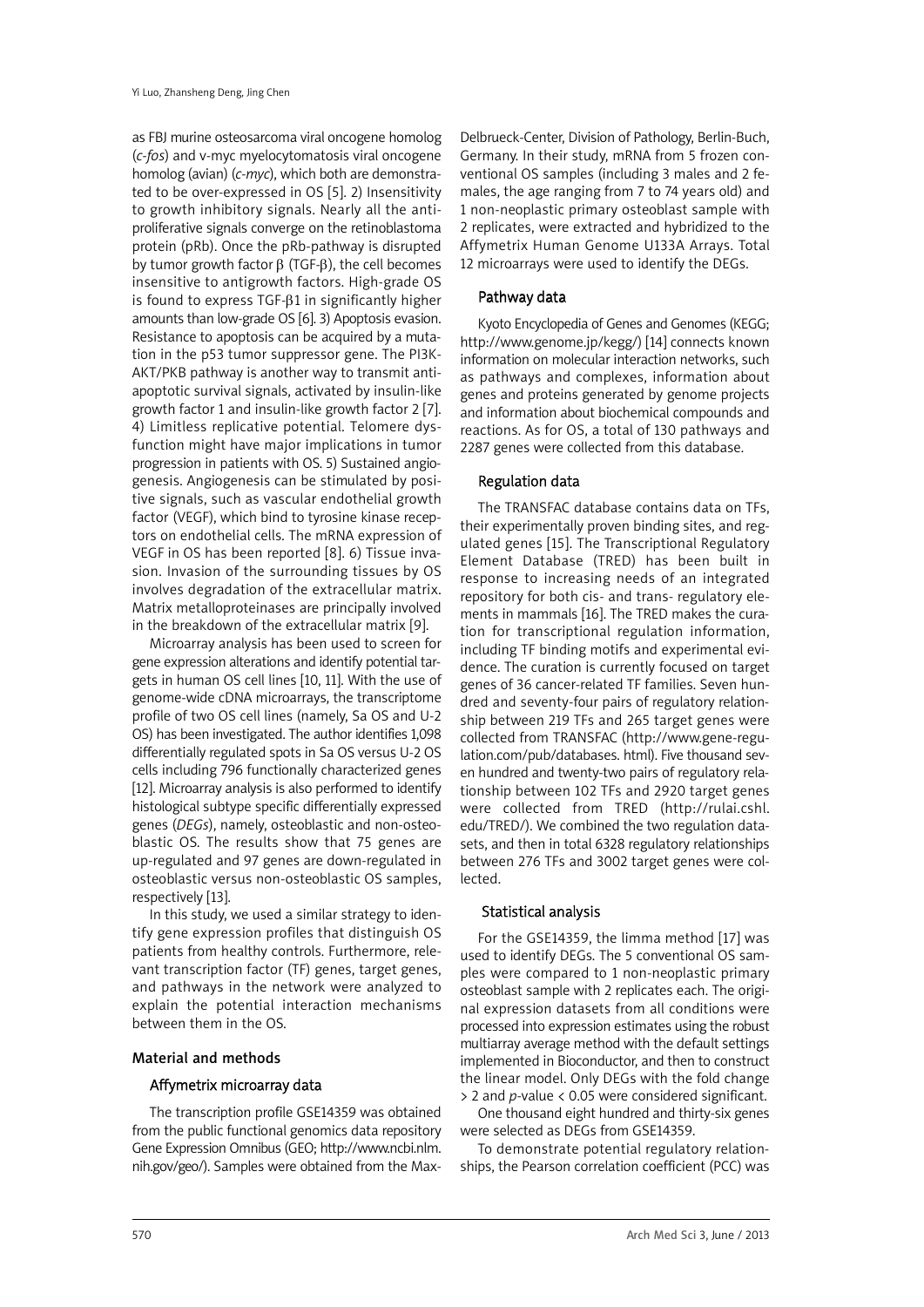as FBJ murine osteosarcoma viral oncogene homolog (*c-fos*) and v-myc myelocytomatosis viral oncogene homolog (avian) (*c-myc*), which both are demonstrated to be over-expressed in OS [5]. 2) Insensitivity to growth inhibitory signals. Nearly all the antiproliferative signals converge on the retinoblastoma protein (pRb). Once the pRb-pathway is disrupted by tumor growth factor β (TGF-β), the cell becomes insensitive to antigrowth factors. High-grade OS is found to express TGF-β1 in significantly higher amounts than low-grade OS [6]. 3) Apoptosis evasion. Resistance to apoptosis can be acquired by a mutation in the p53 tumor suppressor gene. The PI3K-AKT/PKB pathway is another way to transmit antiapoptotic survival signals, activated by insulin-like growth factor 1 and insulin-like growth factor 2 [7]. 4) Limitless replicative potential. Telomere dysfunction might have major implications in tumor progression in patients with OS. 5) Sustained angiogenesis. Angiogenesis can be stimulated by positive signals, such as vascular endothelial growth factor (VEGF), which bind to tyrosine kinase receptors on endothelial cells. The mRNA expression of VEGF in OS has been reported [8]. 6) Tissue invasion. Invasion of the surrounding tissues by OS involves degradation of the extracellular matrix. Matrix metalloproteinases are principally involved in the breakdown of the extracellular matrix [9].

Microarray analysis has been used to screen for gene expression alterations and identify potential targets in human OS cell lines [10, 11]. With the use of genome-wide cDNA microarrays, the transcriptome profile of two OS cell lines (namely, Sa OS and U-2 OS) has been investigated. The author identifies 1,098 differentially regulated spots in Sa OS versus U-2 OS cells including 796 functionally characterized genes [12]. Microarray analysis is also performed to identify histological subtype specific differentially expressed genes (*DEGs*), namely, osteoblastic and non-osteoblastic OS. The results show that 75 genes are up-regulated and 97 genes are down-regulated in osteoblastic versus non-osteoblastic OS samples, respectively [13].

In this study, we used a similar strategy to identify gene expression profiles that distinguish OS patients from healthy controls. Furthermore, relevant transcription factor (TF) genes, target genes, and pathways in the network were analyzed to explain the potential interaction mechanisms between them in the OS.

## Material and methods

### Affymetrix microarray data

The transcription profile GSE14359 was obtained from the public functional genomics data repository Gene Expression Omnibus (GEO; http://www.ncbi.nlm.nih.gov/geo/). Samples were obtained from the Max-Delbrueck-Center, Division of Pathology, Berlin-Buch, Germany. In their study, mRNA from 5 frozen conventional OS samples (including 3 males and 2 females, the age ranging from 7 to 74 years old) and 1 non-neoplastic primary osteoblast sample with 2 replicates, were extracted and hybridized to the Affymetrix Human Genome U133A Arrays. Total 12 microarrays were used to identify the DEGs.

### Pathway data

Kyoto Encyclopedia of Genes and Genomes (KEGG; http://www.genome.jp/kegg/) [14] connects known information on molecular interaction networks, such as pathways and complexes, information about genes and proteins generated by genome projects and information about biochemical compounds and reactions. As for OS, a total of 130 pathways and 2287 genes were collected from this database.

### Regulation data

The TRANSFAC database contains data on TFs, their experimentally proven binding sites, and regulated genes [15]. The Transcriptional Regulatory Element Database (TRED) has been built in response to increasing needs of an integrated repository for both cis- and trans- regulatory elements in mammals [16]. The TRED makes the curation for transcriptional regulation information, including TF binding motifs and experimental evidence. The curation is currently focused on target genes of 36 cancer-related TF families. Seven hundred and seventy-four pairs of regulatory relationship between 219 TFs and 265 target genes were collected from TRANSFAC (http://www.gene-regulation.com/pub/databases. html). Five thousand seven hundred and twenty-two pairs of regulatory relationship between 102 TFs and 2920 target genes were collected from TRED (http://rulai.cshl.edu/TRED/). We combined the two regulation datasets, and then in total 6328 regulatory relationships between 276 TFs and 3002 target genes were collected.

### Statistical analysis

For the GSE14359, the limma method [17] was used to identify DEGs. The 5 conventional OS samples were compared to 1 non-neoplastic primary osteoblast sample with 2 replicates each. The original expression datasets from all conditions were processed into expression estimates using the robust multiarray average method with the default settings implemented in Bioconductor, and then to construct the linear model. Only DEGs with the fold change > 2 and $p$-value < 0.05 were considered significant.

One thousand eight hundred and thirty-six genes were selected as DEGs from GSE14359.

To demonstrate potential regulatory relationships, the Pearson correlation coefficient (PCC) was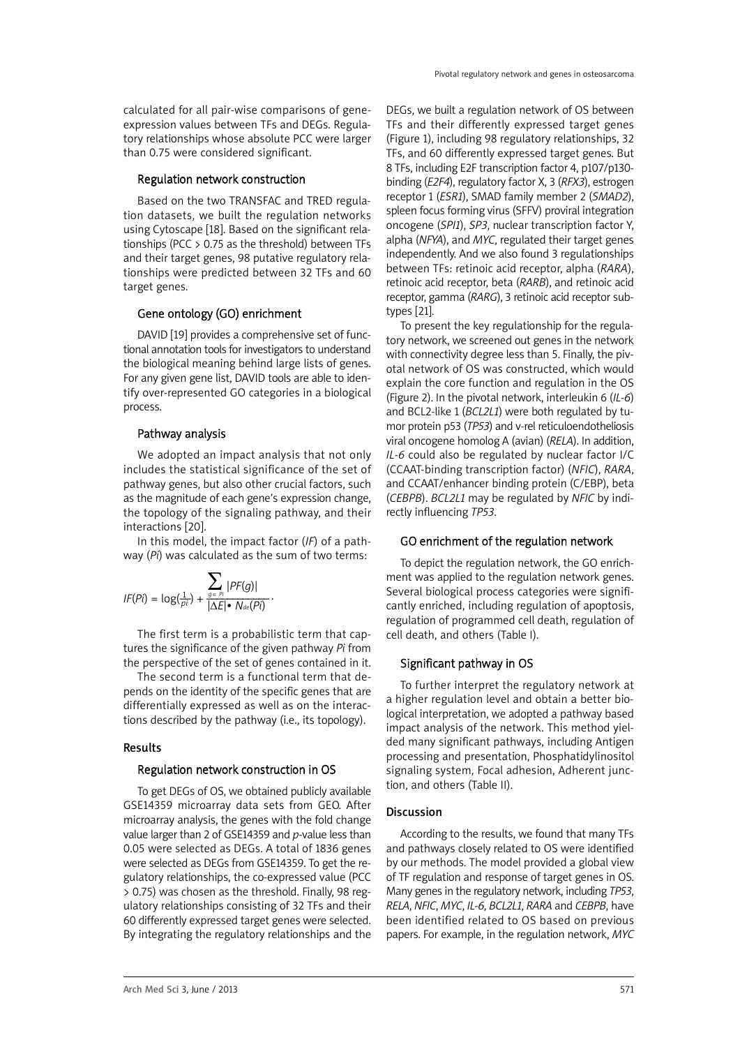calculated for all pair-wise comparisons of gene-expression values between TFs and DEGs. Regulatory relationships whose absolute PCC were larger than 0.75 were considered significant.

### Regulation network construction

Based on the two TRANSFAC and TRED regulation datasets, we built the regulation networks using Cytoscape [18]. Based on the significant relationships (PCC > 0.75 as the threshold) between TFs and their target genes, 98 putative regulatory relationships were predicted between 32 TFs and 60 target genes.

### Gene ontology (GO) enrichment

DAVID [19] provides a comprehensive set of functional annotation tools for investigators to understand the biological meaning behind large lists of genes. For any given gene list, DAVID tools are able to identify over-represented GO categories in a biological process.

### Pathway analysis

We adopted an impact analysis that not only includes the statistical significance of the set of pathway genes, but also other crucial factors, such as the magnitude of each gene's expression change, the topology of the signaling pathway, and their interactions [20].

In this model, the impact factor (*IF*) of a pathway (*Pi*) was calculated as the sum of two terms:

$$IF(Pi) = \log\left(\frac{1}{pi}\right) + \frac{\sum_{g \in Pi} |PF(g)|}{|\Delta E| \bullet N_{de}(Pi)}.$$

The first term is a probabilistic term that captures the significance of the given pathway *Pi* from the perspective of the set of genes contained in it.

The second term is a functional term that depends on the identity of the specific genes that are differentially expressed as well as on the interactions described by the pathway (i.e., its topology).

## Results

### Regulation network construction in OS

To get DEGs of OS, we obtained publicly available GSE14359 microarray data sets from GEO. After microarray analysis, the genes with the fold change value larger than 2 of GSE14359 and *p*-value less than 0.05 were selected as DEGs. A total of 1836 genes were selected as DEGs from GSE14359. To get the regulatory relationships, the co-expressed value (PCC > 0.75) was chosen as the threshold. Finally, 98 regulatory relationships consisting of 32 TFs and their 60 differently expressed target genes were selected. By integrating the regulatory relationships and the DEGs, we built a regulation network of OS between TFs and their differently expressed target genes (Figure 1), including 98 regulatory relationships, 32 TFs, and 60 differently expressed target genes. But 8 TFs, including E2F transcription factor 4, p107/p130-binding (*E2F4*), regulatory factor X, 3 (*RFX3*), estrogen receptor 1 (*ESR1*), SMAD family member 2 (*SMAD2*), spleen focus forming virus (SFFV) proviral integration oncogene (*SPI1*), *SP3*, nuclear transcription factor Y, alpha (*NFYA*), and *MYC*, regulated their target genes independently. And we also found 3 regulationships between TFs: retinoic acid receptor, alpha (*RARA*), retinoic acid receptor, beta (*RARB*), and retinoic acid receptor, gamma (*RARG*), 3 retinoic acid receptor subtypes [21].

To present the key regulationship for the regulatory network, we screened out genes in the network with connectivity degree less than 5. Finally, the pivotal network of OS was constructed, which would explain the core function and regulation in the OS (Figure 2). In the pivotal network, interleukin 6 (*IL-6*) and BCL2-like 1 (*BCL2L1*) were both regulated by tumor protein p53 (*TP53*) and v-rel reticuloendotheliosis viral oncogene homolog A (avian) (*RELA*). In addition, *IL-6* could also be regulated by nuclear factor I/C (CCAAT-binding transcription factor) (*NFIC*), *RARA*, and CCAAT/enhancer binding protein (C/EBP), beta (*CEBPB*). *BCL2L1* may be regulated by *NFIC* by indirectly influencing *TP53*.

### GO enrichment of the regulation network

To depict the regulation network, the GO enrichment was applied to the regulation network genes. Several biological process categories were significantly enriched, including regulation of apoptosis, regulation of programmed cell death, regulation of cell death, and others (Table I).

### Significant pathway in OS

To further interpret the regulatory network at a higher regulation level and obtain a better biological interpretation, we adopted a pathway based impact analysis of the network. This method yielded many significant pathways, including Antigen processing and presentation, Phosphatidylinositol signaling system, Focal adhesion, Adherent junction, and others (Table II).

## Discussion

According to the results, we found that many TFs and pathways closely related to OS were identified by our methods. The model provided a global view of TF regulation and response of target genes in OS. Many genes in the regulatory network, including *TP53*, *RELA*, *NFIC*, *MYC*, *IL-6*, *BCL2L1*, *RARA* and *CEBPB*, have been identified related to OS based on previous papers. For example, in the regulation network, *MYC*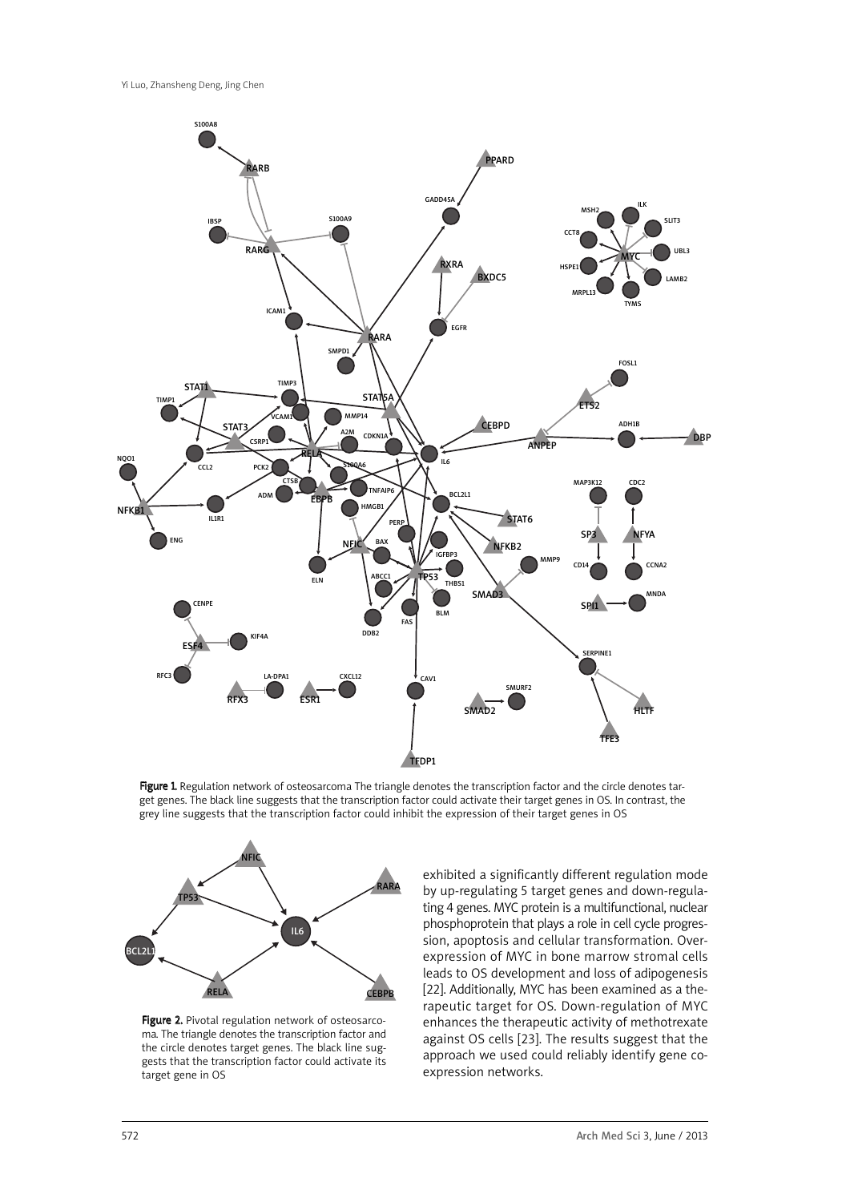Figure 1. Regulation network of osteosarcoma The triangle denotes the transcription factor and the circle denotes target genes. The black line suggests that the transcription factor could activate their target genes in OS. In contrast, the grey line suggests that the transcription factor could inhibit the expression of their target genes in OS

Figure 2. Pivotal regulation network of osteosarcoma. The triangle denotes the transcription factor and the circle denotes target genes. The black line suggests that the transcription factor could activate its target gene in OS

exhibited a significantly different regulation mode by up-regulating 5 target genes and down-regulating 4 genes. MYC protein is a multifunctional, nuclear phosphoprotein that plays a role in cell cycle progression, apoptosis and cellular transformation. Overexpression of MYC in bone marrow stromal cells leads to OS development and loss of adipogenesis [22]. Additionally, MYC has been examined as a therapeutic target for OS. Down-regulation of MYC enhances the therapeutic activity of methotrexate against OS cells [23]. The results suggest that the approach we used could reliably identify gene co-expression networks.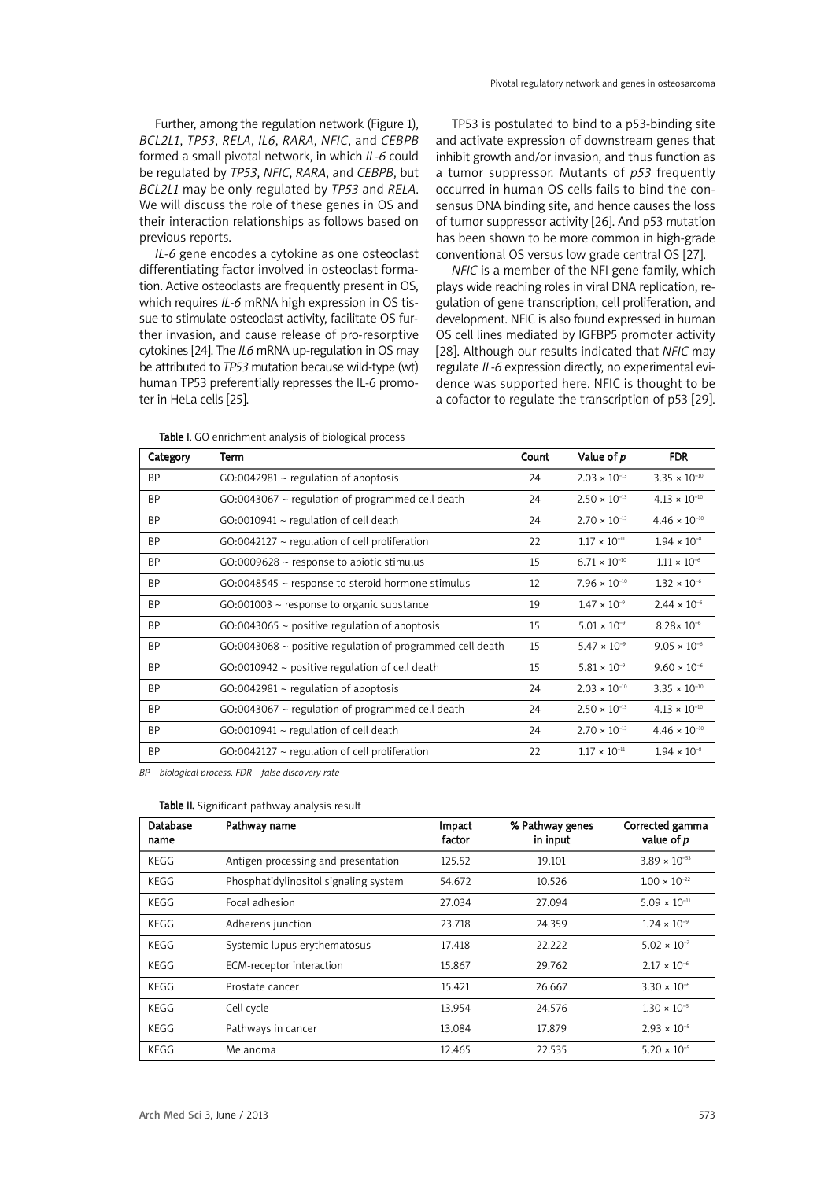Further, among the regulation network (Figure 1), *BCL2L1*, *TP53*, *RELA*, *IL6*, *RARA*, *NFIC*, and *CEBPB* formed a small pivotal network, in which *IL-6* could be regulated by *TP53*, *NFIC*, *RARA*, and *CEBPB*, but *BCL2L1* may be only regulated by *TP53* and *RELA*. We will discuss the role of these genes in OS and their interaction relationships as follows based on previous reports.

*IL-6* gene encodes a cytokine as one osteoclast differentiating factor involved in osteoclast formation. Active osteoclasts are frequently present in OS, which requires *IL-6* mRNA high expression in OS tissue to stimulate osteoclast activity, facilitate OS further invasion, and cause release of pro-resorptive cytokines [24]. The *IL6* mRNA up-regulation in OS may be attributed to *TP53* mutation because wild-type (wt) human TP53 preferentially represses the IL-6 promoter in HeLa cells [25].

TP53 is postulated to bind to a p53-binding site and activate expression of downstream genes that inhibit growth and/or invasion, and thus function as a tumor suppressor. Mutants of *p53* frequently occurred in human OS cells fails to bind the consensus DNA binding site, and hence causes the loss of tumor suppressor activity [26]. And p53 mutation has been shown to be more common in high-grade conventional OS versus low grade central OS [27].

*NFIC* is a member of the NFI gene family, which plays wide reaching roles in viral DNA replication, regulation of gene transcription, cell proliferation, and development. NFIC is also found expressed in human OS cell lines mediated by IGFBP5 promoter activity [28]. Although our results indicated that *NFIC* may regulate *IL-6* expression directly, no experimental evidence was supported here. NFIC is thought to be a cofactor to regulate the transcription of p53 [29].

**Table I.** GO enrichment analysis of biological process

| Category | Term | Count | Value of *p* | FDR |
|---|---|---|---|---|
| BP | GO:0042981 ~ regulation of apoptosis | 24 | $2.03 \times 10^{-13}$ | $3.35 \times 10^{-10}$ |
| BP | GO:0043067 ~ regulation of programmed cell death | 24 | $2.50 \times 10^{-13}$ | $4.13 \times 10^{-10}$ |
| BP | GO:0010941 ~ regulation of cell death | 24 | $2.70 \times 10^{-13}$ | $4.46 \times 10^{-10}$ |
| BP | GO:0042127 ~ regulation of cell proliferation | 22 | $1.17 \times 10^{-11}$ | $1.94 \times 10^{-8}$ |
| BP | GO:0009628 ~ response to abiotic stimulus | 15 | $6.71 \times 10^{-10}$ | $1.11 \times 10^{-6}$ |
| BP | GO:0048545 ~ response to steroid hormone stimulus | 12 | $7.96 \times 10^{-10}$ | $1.32 \times 10^{-6}$ |
| BP | GO:001003 ~ response to organic substance | 19 | $1.47 \times 10^{-9}$ | $2.44 \times 10^{-6}$ |
| BP | GO:0043065 ~ positive regulation of apoptosis | 15 | $5.01 \times 10^{-9}$ | $8.28 \times 10^{-6}$ |
| BP | GO:0043068 ~ positive regulation of programmed cell death | 15 | $5.47 \times 10^{-9}$ | $9.05 \times 10^{-6}$ |
| BP | GO:0010942 ~ positive regulation of cell death | 15 | $5.81 \times 10^{-9}$ | $9.60 \times 10^{-6}$ |
| BP | GO:0042981 ~ regulation of apoptosis | 24 | $2.03 \times 10^{-10}$ | $3.35 \times 10^{-10}$ |
| BP | GO:0043067 ~ regulation of programmed cell death | 24 | $2.50 \times 10^{-13}$ | $4.13 \times 10^{-10}$ |
| BP | GO:0010941 ~ regulation of cell death | 24 | $2.70 \times 10^{-13}$ | $4.46 \times 10^{-10}$ |
| BP | GO:0042127 ~ regulation of cell proliferation | 22 | $1.17 \times 10^{-11}$ | $1.94 \times 10^{-8}$ |

*BP – biological process, FDR – false discovery rate*

**Table II.** Significant pathway analysis result

| Database name | Pathway name | Impact factor | % Pathway genes in input | Corrected gamma value of *p* |
|---|---|---|---|---|
| KEGG | Antigen processing and presentation | 125.52 | 19.101 | $3.89 \times 10^{-53}$ |
| KEGG | Phosphatidylinositol signaling system | 54.672 | 10.526 | $1.00 \times 10^{-22}$ |
| KEGG | Focal adhesion | 27.034 | 27.094 | $5.09 \times 10^{-11}$ |
| KEGG | Adherens junction | 23.718 | 24.359 | $1.24 \times 10^{-9}$ |
| KEGG | Systemic lupus erythematosus | 17.418 | 22.222 | $5.02 \times 10^{-7}$ |
| KEGG | ECM-receptor interaction | 15.867 | 29.762 | $2.17 \times 10^{-6}$ |
| KEGG | Prostate cancer | 15.421 | 26.667 | $3.30 \times 10^{-6}$ |
| KEGG | Cell cycle | 13.954 | 24.576 | $1.30 \times 10^{-5}$ |
| KEGG | Pathways in cancer | 13.084 | 17.879 | $2.93 \times 10^{-5}$ |
| KEGG | Melanoma | 12.465 | 22.535 | $5.20 \times 10^{-5}$ |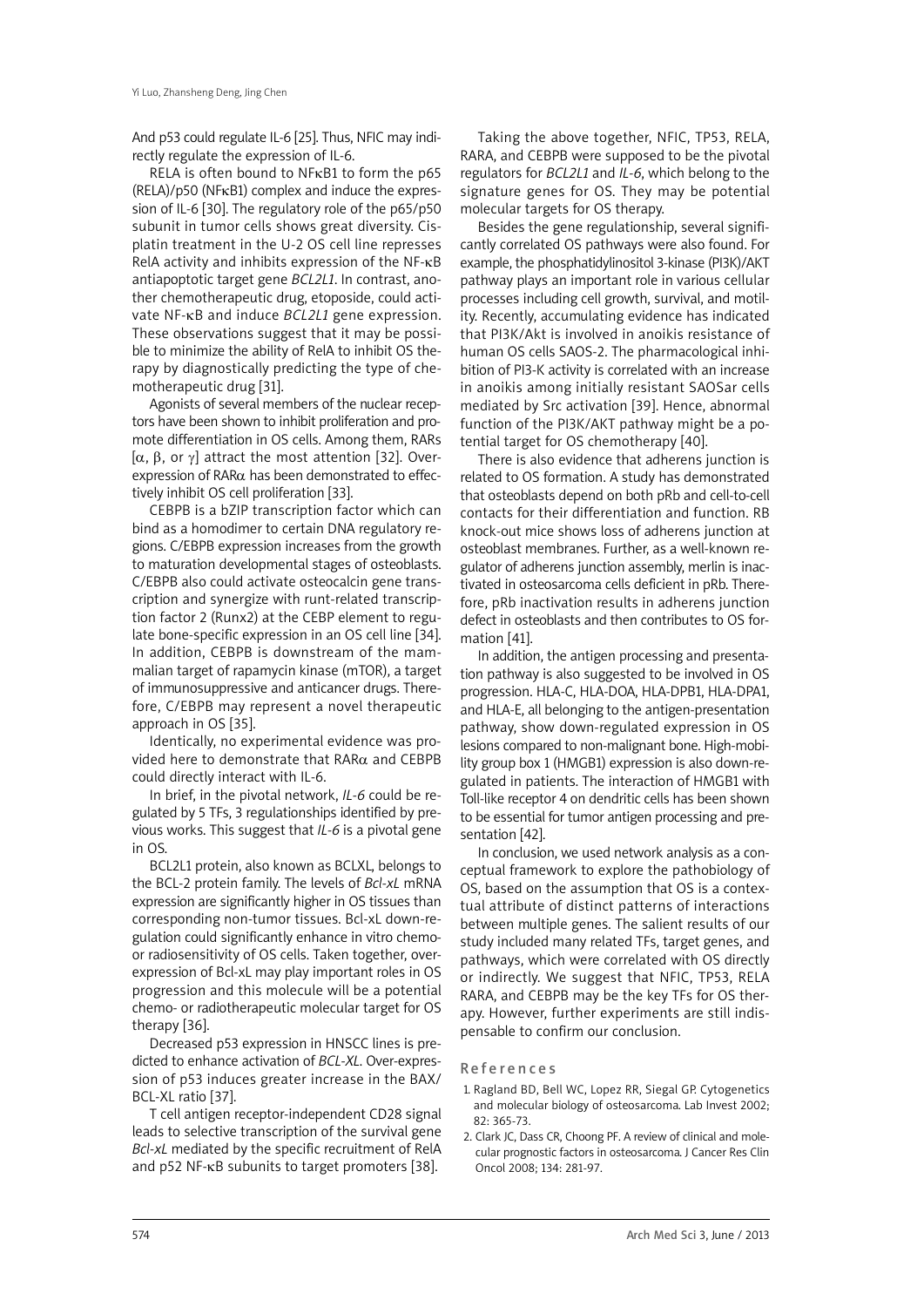And p53 could regulate IL-6 [25]. Thus, NFIC may indirectly regulate the expression of IL-6.

RELA is often bound to NFκB1 to form the p65 (RELA)/p50 (NFκB1) complex and induce the expression of IL-6 [30]. The regulatory role of the p65/p50 subunit in tumor cells shows great diversity. Cisplatin treatment in the U-2 OS cell line represses RelA activity and inhibits expression of the NF-κB antiapoptotic target gene *BCL2L1*. In contrast, another chemotherapeutic drug, etoposide, could activate NF-κB and induce *BCL2L1* gene expression. These observations suggest that it may be possible to minimize the ability of RelA to inhibit OS therapy by diagnostically predicting the type of chemotherapeutic drug [31].

Agonists of several members of the nuclear receptors have been shown to inhibit proliferation and promote differentiation in OS cells. Among them, RARs [α, β, or γ] attract the most attention [32]. Overexpression of RARα has been demonstrated to effectively inhibit OS cell proliferation [33].

CEBPB is a bZIP transcription factor which can bind as a homodimer to certain DNA regulatory regions. C/EBPB expression increases from the growth to maturation developmental stages of osteoblasts. C/EBPB also could activate osteocalcin gene transcription and synergize with runt-related transcription factor 2 (Runx2) at the CEBP element to regulate bone-specific expression in an OS cell line [34]. In addition, CEBPB is downstream of the mammalian target of rapamycin kinase (mTOR), a target of immunosuppressive and anticancer drugs. Therefore, C/EBPB may represent a novel therapeutic approach in OS [35].

Identically, no experimental evidence was provided here to demonstrate that RARα and CEBPB could directly interact with IL-6.

In brief, in the pivotal network, *IL-6* could be regulated by 5 TFs, 3 regulationships identified by previous works. This suggest that *IL-6* is a pivotal gene in OS.

BCL2L1 protein, also known as BCLXL, belongs to the BCL-2 protein family. The levels of *Bcl-xL* mRNA expression are significantly higher in OS tissues than corresponding non-tumor tissues. Bcl-xL down-regulation could significantly enhance in vitro chemo- or radiosensitivity of OS cells. Taken together, overexpression of Bcl-xL may play important roles in OS progression and this molecule will be a potential chemo- or radiotherapeutic molecular target for OS therapy [36].

Decreased p53 expression in HNSCC lines is predicted to enhance activation of *BCL-XL*. Over-expression of p53 induces greater increase in the BAX/BCL-XL ratio [37].

T cell antigen receptor-independent CD28 signal leads to selective transcription of the survival gene *Bcl-xL* mediated by the specific recruitment of RelA and p52 NF-κB subunits to target promoters [38].

Taking the above together, NFIC, TP53, RELA, RARA, and CEBPB were supposed to be the pivotal regulators for *BCL2L1* and *IL-6*, which belong to the signature genes for OS. They may be potential molecular targets for OS therapy.

Besides the gene regulationship, several significantly correlated OS pathways were also found. For example, the phosphatidylinositol 3-kinase (PI3K)/AKT pathway plays an important role in various cellular processes including cell growth, survival, and motility. Recently, accumulating evidence has indicated that PI3K/Akt is involved in anoikis resistance of human OS cells SAOS-2. The pharmacological inhibition of PI3-K activity is correlated with an increase in anoikis among initially resistant SAOSar cells mediated by Src activation [39]. Hence, abnormal function of the PI3K/AKT pathway might be a potential target for OS chemotherapy [40].

There is also evidence that adherens junction is related to OS formation. A study has demonstrated that osteoblasts depend on both pRb and cell-to-cell contacts for their differentiation and function. RB knock-out mice shows loss of adherens junction at osteoblast membranes. Further, as a well-known regulator of adherens junction assembly, merlin is inactivated in osteosarcoma cells deficient in pRb. Therefore, pRb inactivation results in adherens junction defect in osteoblasts and then contributes to OS formation [41].

In addition, the antigen processing and presentation pathway is also suggested to be involved in OS progression. HLA-C, HLA-DOA, HLA-DPB1, HLA-DPA1, and HLA-E, all belonging to the antigen-presentation pathway, show down-regulated expression in OS lesions compared to non-malignant bone. High-mobility group box 1 (HMGB1) expression is also down-regulated in patients. The interaction of HMGB1 with Toll-like receptor 4 on dendritic cells has been shown to be essential for tumor antigen processing and presentation [42].

In conclusion, we used network analysis as a conceptual framework to explore the pathobiology of OS, based on the assumption that OS is a contextual attribute of distinct patterns of interactions between multiple genes. The salient results of our study included many related TFs, target genes, and pathways, which were correlated with OS directly or indirectly. We suggest that NFIC, TP53, RELA RARA, and CEBPB may be the key TFs for OS therapy. However, further experiments are still indispensable to confirm our conclusion.

## References

1. Ragland BD, Bell WC, Lopez RR, Siegal GP. Cytogenetics and molecular biology of osteosarcoma. Lab Invest 2002; 82: 365-73.
2. Clark JC, Dass CR, Choong PF. A review of clinical and molecular prognostic factors in osteosarcoma. J Cancer Res Clin Oncol 2008; 134: 281-97.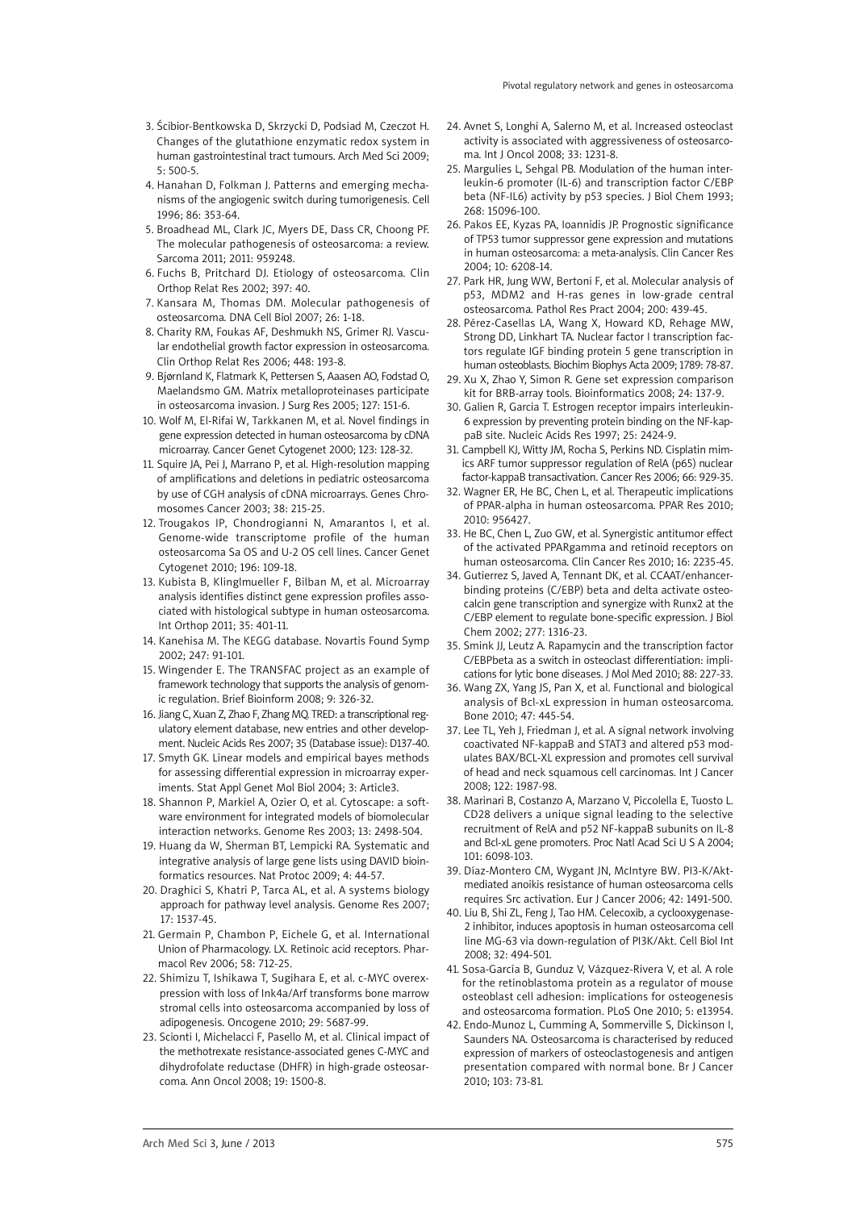3. Ścibior-Bentkowska D, Skrzycki D, Podsiad M, Czeczot H. Changes of the glutathione enzymatic redox system in human gastrointestinal tract tumours. Arch Med Sci 2009; 5: 500-5.
4. Hanahan D, Folkman J. Patterns and emerging mechanisms of the angiogenic switch during tumorigenesis. Cell 1996; 86: 353-64.
5. Broadhead ML, Clark JC, Myers DE, Dass CR, Choong PF. The molecular pathogenesis of osteosarcoma: a review. Sarcoma 2011; 2011: 959248.
6. Fuchs B, Pritchard DJ. Etiology of osteosarcoma. Clin Orthop Relat Res 2002; 397: 40.
7. Kansara M, Thomas DM. Molecular pathogenesis of osteosarcoma. DNA Cell Biol 2007; 26: 1-18.
8. Charity RM, Foukas AF, Deshmukh NS, Grimer RJ. Vascular endothelial growth factor expression in osteosarcoma. Clin Orthop Relat Res 2006; 448: 193-8.
9. Bjørnland K, Flatmark K, Pettersen S, Aaasen AO, Fodstad O, Maelandsmo GM. Matrix metalloproteinases participate in osteosarcoma invasion. J Surg Res 2005; 127: 151-6.
10. Wolf M, El-Rifai W, Tarkkanen M, et al. Novel findings in gene expression detected in human osteosarcoma by cDNA microarray. Cancer Genet Cytogenet 2000; 123: 128-32.
11. Squire JA, Pei J, Marrano P, et al. High-resolution mapping of amplifications and deletions in pediatric osteosarcoma by use of CGH analysis of cDNA microarrays. Genes Chromosomes Cancer 2003; 38: 215-25.
12. Trougakos IP, Chondrogianni N, Amarantos I, et al. Genome-wide transcriptome profile of the human osteosarcoma Sa OS and U-2 OS cell lines. Cancer Genet Cytogenet 2010; 196: 109-18.
13. Kubista B, Klinglmueller F, Bilban M, et al. Microarray analysis identifies distinct gene expression profiles associated with histological subtype in human osteosarcoma. Int Orthop 2011; 35: 401-11.
14. Kanehisa M. The KEGG database. Novartis Found Symp 2002; 247: 91-101.
15. Wingender E. The TRANSFAC project as an example of framework technology that supports the analysis of genomic regulation. Brief Bioinform 2008; 9: 326-32.
16. Jiang C, Xuan Z, Zhao F, Zhang MQ. TRED: a transcriptional regulatory element database, new entries and other development. Nucleic Acids Res 2007; 35 (Database issue): D137-40.
17. Smyth GK. Linear models and empirical bayes methods for assessing differential expression in microarray experiments. Stat Appl Genet Mol Biol 2004; 3: Article3.
18. Shannon P, Markiel A, Ozier O, et al. Cytoscape: a software environment for integrated models of biomolecular interaction networks. Genome Res 2003; 13: 2498-504.
19. Huang da W, Sherman BT, Lempicki RA. Systematic and integrative analysis of large gene lists using DAVID bioinformatics resources. Nat Protoc 2009; 4: 44-57.
20. Draghici S, Khatri P, Tarca AL, et al. A systems biology approach for pathway level analysis. Genome Res 2007; 17: 1537-45.
21. Germain P, Chambon P, Eichele G, et al. International Union of Pharmacology. LX. Retinoic acid receptors. Pharmacol Rev 2006; 58: 712-25.
22. Shimizu T, Ishikawa T, Sugihara E, et al. c-MYC overexpression with loss of Ink4a/Arf transforms bone marrow stromal cells into osteosarcoma accompanied by loss of adipogenesis. Oncogene 2010; 29: 5687-99.
23. Scionti I, Michelacci F, Pasello M, et al. Clinical impact of the methotrexate resistance-associated genes C-MYC and dihydrofolate reductase (DHFR) in high-grade osteosarcoma. Ann Oncol 2008; 19: 1500-8.
24. Avnet S, Longhi A, Salerno M, et al. Increased osteoclast activity is associated with aggressiveness of osteosarcoma. Int J Oncol 2008; 33: 1231-8.
25. Margulies L, Sehgal PB. Modulation of the human interleukin-6 promoter (IL-6) and transcription factor C/EBP beta (NF-IL6) activity by p53 species. J Biol Chem 1993; 268: 15096-100.
26. Pakos EE, Kyzas PA, Ioannidis JP. Prognostic significance of TP53 tumor suppressor gene expression and mutations in human osteosarcoma: a meta-analysis. Clin Cancer Res 2004; 10: 6208-14.
27. Park HR, Jung WW, Bertoni F, et al. Molecular analysis of p53, MDM2 and H-ras genes in low-grade central osteosarcoma. Pathol Res Pract 2004; 200: 439-45.
28. Pérez-Casellas LA, Wang X, Howard KD, Rehage MW, Strong DD, Linkhart TA. Nuclear factor I transcription factors regulate IGF binding protein 5 gene transcription in human osteoblasts. Biochim Biophys Acta 2009; 1789: 78-87.
29. Xu X, Zhao Y, Simon R. Gene set expression comparison kit for BRB-array tools. Bioinformatics 2008; 24: 137-9.
30. Galien R, Garcia T. Estrogen receptor impairs interleukin-6 expression by preventing protein binding on the NF-kappaB site. Nucleic Acids Res 1997; 25: 2424-9.
31. Campbell KJ, Witty JM, Rocha S, Perkins ND. Cisplatin mimics ARF tumor suppressor regulation of RelA (p65) nuclear factor-kappaB transactivation. Cancer Res 2006; 66: 929-35.
32. Wagner ER, He BC, Chen L, et al. Therapeutic implications of PPAR-alpha in human osteosarcoma. PPAR Res 2010; 2010: 956427.
33. He BC, Chen L, Zuo GW, et al. Synergistic antitumor effect of the activated PPARgamma and retinoid receptors on human osteosarcoma. Clin Cancer Res 2010; 16: 2235-45.
34. Gutierrez S, Javed A, Tennant DK, et al. CCAAT/enhancer-binding proteins (C/EBP) beta and delta activate osteocalcin gene transcription and synergize with Runx2 at the C/EBP element to regulate bone-specific expression. J Biol Chem 2002; 277: 1316-23.
35. Smink JJ, Leutz A. Rapamycin and the transcription factor C/EBPbeta as a switch in osteoclast differentiation: implications for lytic bone diseases. J Mol Med 2010; 88: 227-33.
36. Wang ZX, Yang JS, Pan X, et al. Functional and biological analysis of Bcl-xL expression in human osteosarcoma. Bone 2010; 47: 445-54.
37. Lee TL, Yeh J, Friedman J, et al. A signal network involving coactivated NF-kappaB and STAT3 and altered p53 modulates BAX/BCL-XL expression and promotes cell survival of head and neck squamous cell carcinomas. Int J Cancer 2008; 122: 1987-98.
38. Marinari B, Costanzo A, Marzano V, Piccolella E, Tuosto L. CD28 delivers a unique signal leading to the selective recruitment of RelA and p52 NF-kappaB subunits on IL-8 and Bcl-xL gene promoters. Proc Natl Acad Sci U S A 2004; 101: 6098-103.
39. Díaz-Montero CM, Wygant JN, McIntyre BW. PI3-K/Akt-mediated anoikis resistance of human osteosarcoma cells requires Src activation. Eur J Cancer 2006; 42: 1491-500.
40. Liu B, Shi ZL, Feng J, Tao HM. Celecoxib, a cyclooxygenase-2 inhibitor, induces apoptosis in human osteosarcoma cell line MG-63 via down-regulation of PI3K/Akt. Cell Biol Int 2008; 32: 494-501.
41. Sosa-García B, Gunduz V, Vázquez-Rivera V, et al. A role for the retinoblastoma protein as a regulator of mouse osteoblast cell adhesion: implications for osteogenesis and osteosarcoma formation. PLoS One 2010; 5: e13954.
42. Endo-Munoz L, Cumming A, Sommerville S, Dickinson I, Saunders NA. Osteosarcoma is characterised by reduced expression of markers of osteoclastogenesis and antigen presentation compared with normal bone. Br J Cancer 2010; 103: 73-81.